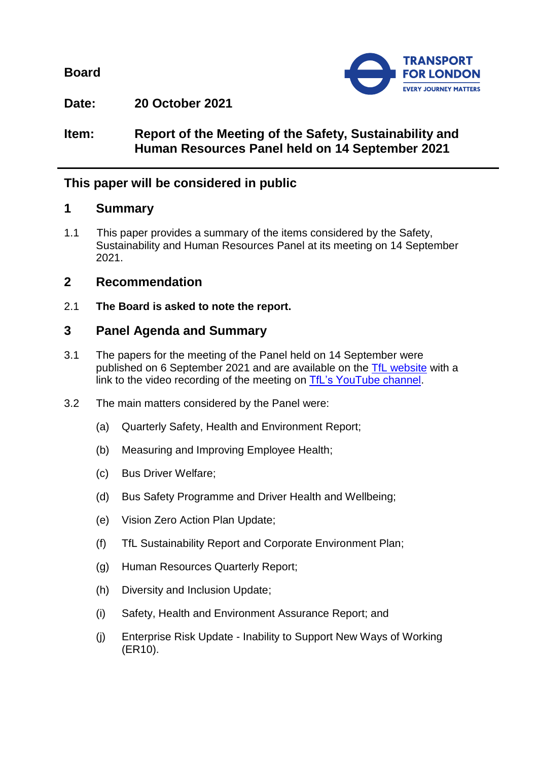**Board**

**Date: 20 October 2021**

**Item: Report of the Meeting of the Safety, Sustainability and Human Resources Panel held on 14 September 2021**

## This paper will be considered in public

## 1 Summary

1.1 This paper provides a summary of the items considered by the Safety, Sustainability and Human Resources Panel at its meeting on 14 September 2021.

## 2 Recommendation

2.1 **The Board is asked to note the report.**

## 3 Panel Agenda and Summary

3.1 The papers for the meeting of the Panel held on 14 September were published on 6 September 2021 and are available on the TfL website with a link to the video recording of the meeting on TfL's YouTube channel.

3.2 The main matters considered by the Panel were:

(a) Quarterly Safety, Health and Environment Report;

(b) Measuring and Improving Employee Health;

(c) Bus Driver Welfare;

(d) Bus Safety Programme and Driver Health and Wellbeing;

(e) Vision Zero Action Plan Update;

(f) TfL Sustainability Report and Corporate Environment Plan;

(g) Human Resources Quarterly Report;

(h) Diversity and Inclusion Update;

(i) Safety, Health and Environment Assurance Report; and

(j) Enterprise Risk Update - Inability to Support New Ways of Working (ER10).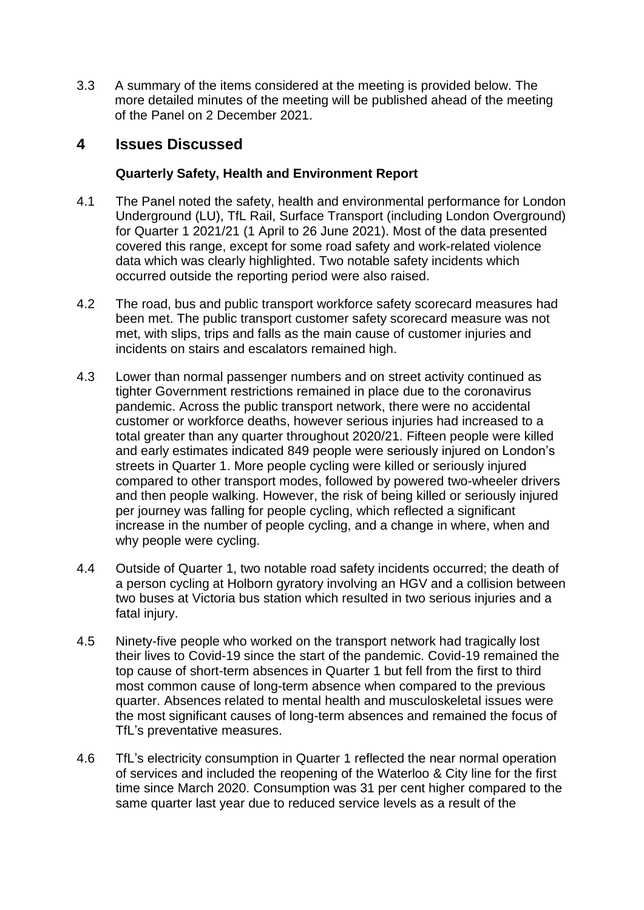3.3 A summary of the items considered at the meeting is provided below. The more detailed minutes of the meeting will be published ahead of the meeting of the Panel on 2 December 2021.

## 4 Issues Discussed

**Quarterly Safety, Health and Environment Report**

4.1 The Panel noted the safety, health and environmental performance for London Underground (LU), TfL Rail, Surface Transport (including London Overground) for Quarter 1 2021/21 (1 April to 26 June 2021). Most of the data presented covered this range, except for some road safety and work-related violence data which was clearly highlighted. Two notable safety incidents which occurred outside the reporting period were also raised.

4.2 The road, bus and public transport workforce safety scorecard measures had been met. The public transport customer safety scorecard measure was not met, with slips, trips and falls as the main cause of customer injuries and incidents on stairs and escalators remained high.

4.3 Lower than normal passenger numbers and on street activity continued as tighter Government restrictions remained in place due to the coronavirus pandemic. Across the public transport network, there were no accidental customer or workforce deaths, however serious injuries had increased to a total greater than any quarter throughout 2020/21. Fifteen people were killed and early estimates indicated 849 people were seriously injured on London's streets in Quarter 1. More people cycling were killed or seriously injured compared to other transport modes, followed by powered two-wheeler drivers and then people walking. However, the risk of being killed or seriously injured per journey was falling for people cycling, which reflected a significant increase in the number of people cycling, and a change in where, when and why people were cycling.

4.4 Outside of Quarter 1, two notable road safety incidents occurred; the death of a person cycling at Holborn gyratory involving an HGV and a collision between two buses at Victoria bus station which resulted in two serious injuries and a fatal injury.

4.5 Ninety-five people who worked on the transport network had tragically lost their lives to Covid-19 since the start of the pandemic. Covid-19 remained the top cause of short-term absences in Quarter 1 but fell from the first to third most common cause of long-term absence when compared to the previous quarter. Absences related to mental health and musculoskeletal issues were the most significant causes of long-term absences and remained the focus of TfL's preventative measures.

4.6 TfL's electricity consumption in Quarter 1 reflected the near normal operation of services and included the reopening of the Waterloo & City line for the first time since March 2020. Consumption was 31 per cent higher compared to the same quarter last year due to reduced service levels as a result of the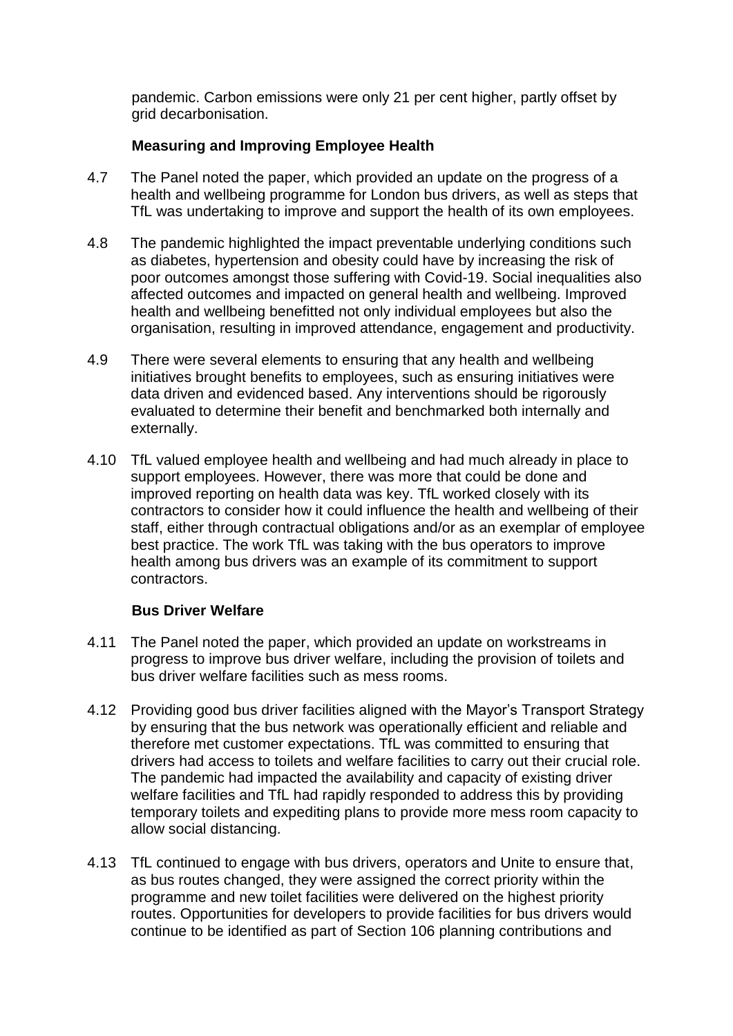pandemic. Carbon emissions were only 21 per cent higher, partly offset by grid decarbonisation.

**Measuring and Improving Employee Health**

4.7 The Panel noted the paper, which provided an update on the progress of a health and wellbeing programme for London bus drivers, as well as steps that TfL was undertaking to improve and support the health of its own employees.

4.8 The pandemic highlighted the impact preventable underlying conditions such as diabetes, hypertension and obesity could have by increasing the risk of poor outcomes amongst those suffering with Covid-19. Social inequalities also affected outcomes and impacted on general health and wellbeing. Improved health and wellbeing benefitted not only individual employees but also the organisation, resulting in improved attendance, engagement and productivity.

4.9 There were several elements to ensuring that any health and wellbeing initiatives brought benefits to employees, such as ensuring initiatives were data driven and evidenced based. Any interventions should be rigorously evaluated to determine their benefit and benchmarked both internally and externally.

4.10 TfL valued employee health and wellbeing and had much already in place to support employees. However, there was more that could be done and improved reporting on health data was key. TfL worked closely with its contractors to consider how it could influence the health and wellbeing of their staff, either through contractual obligations and/or as an exemplar of employee best practice. The work TfL was taking with the bus operators to improve health among bus drivers was an example of its commitment to support contractors.

**Bus Driver Welfare**

4.11 The Panel noted the paper, which provided an update on workstreams in progress to improve bus driver welfare, including the provision of toilets and bus driver welfare facilities such as mess rooms.

4.12 Providing good bus driver facilities aligned with the Mayor's Transport Strategy by ensuring that the bus network was operationally efficient and reliable and therefore met customer expectations. TfL was committed to ensuring that drivers had access to toilets and welfare facilities to carry out their crucial role. The pandemic had impacted the availability and capacity of existing driver welfare facilities and TfL had rapidly responded to address this by providing temporary toilets and expediting plans to provide more mess room capacity to allow social distancing.

4.13 TfL continued to engage with bus drivers, operators and Unite to ensure that, as bus routes changed, they were assigned the correct priority within the programme and new toilet facilities were delivered on the highest priority routes. Opportunities for developers to provide facilities for bus drivers would continue to be identified as part of Section 106 planning contributions and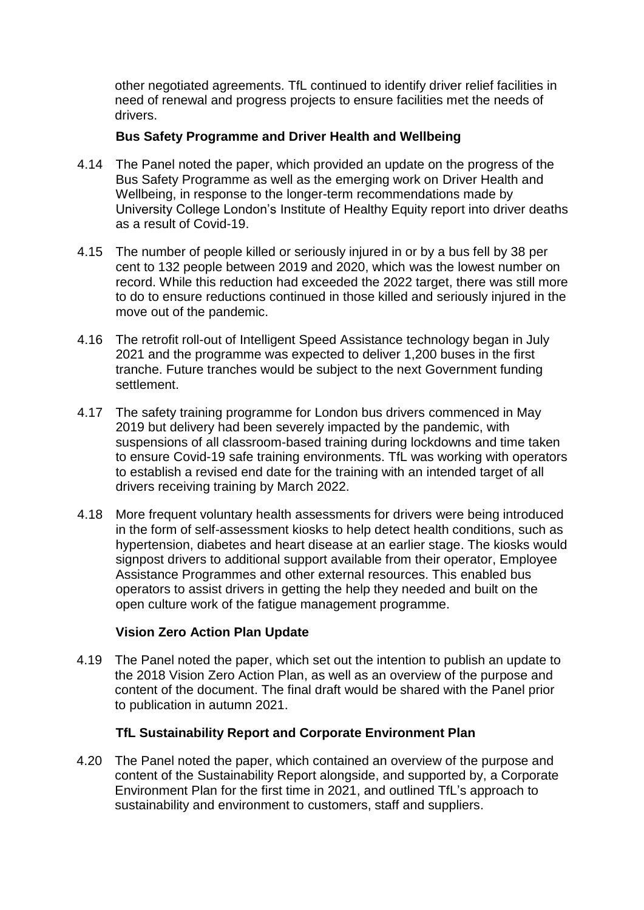other negotiated agreements. TfL continued to identify driver relief facilities in need of renewal and progress projects to ensure facilities met the needs of drivers.

**Bus Safety Programme and Driver Health and Wellbeing**

4.14 The Panel noted the paper, which provided an update on the progress of the Bus Safety Programme as well as the emerging work on Driver Health and Wellbeing, in response to the longer-term recommendations made by University College London's Institute of Healthy Equity report into driver deaths as a result of Covid-19.

4.15 The number of people killed or seriously injured in or by a bus fell by 38 per cent to 132 people between 2019 and 2020, which was the lowest number on record. While this reduction had exceeded the 2022 target, there was still more to do to ensure reductions continued in those killed and seriously injured in the move out of the pandemic.

4.16 The retrofit roll-out of Intelligent Speed Assistance technology began in July 2021 and the programme was expected to deliver 1,200 buses in the first tranche. Future tranches would be subject to the next Government funding settlement.

4.17 The safety training programme for London bus drivers commenced in May 2019 but delivery had been severely impacted by the pandemic, with suspensions of all classroom-based training during lockdowns and time taken to ensure Covid-19 safe training environments. TfL was working with operators to establish a revised end date for the training with an intended target of all drivers receiving training by March 2022.

4.18 More frequent voluntary health assessments for drivers were being introduced in the form of self-assessment kiosks to help detect health conditions, such as hypertension, diabetes and heart disease at an earlier stage. The kiosks would signpost drivers to additional support available from their operator, Employee Assistance Programmes and other external resources. This enabled bus operators to assist drivers in getting the help they needed and built on the open culture work of the fatigue management programme.

**Vision Zero Action Plan Update**

4.19 The Panel noted the paper, which set out the intention to publish an update to the 2018 Vision Zero Action Plan, as well as an overview of the purpose and content of the document. The final draft would be shared with the Panel prior to publication in autumn 2021.

**TfL Sustainability Report and Corporate Environment Plan**

4.20 The Panel noted the paper, which contained an overview of the purpose and content of the Sustainability Report alongside, and supported by, a Corporate Environment Plan for the first time in 2021, and outlined TfL's approach to sustainability and environment to customers, staff and suppliers.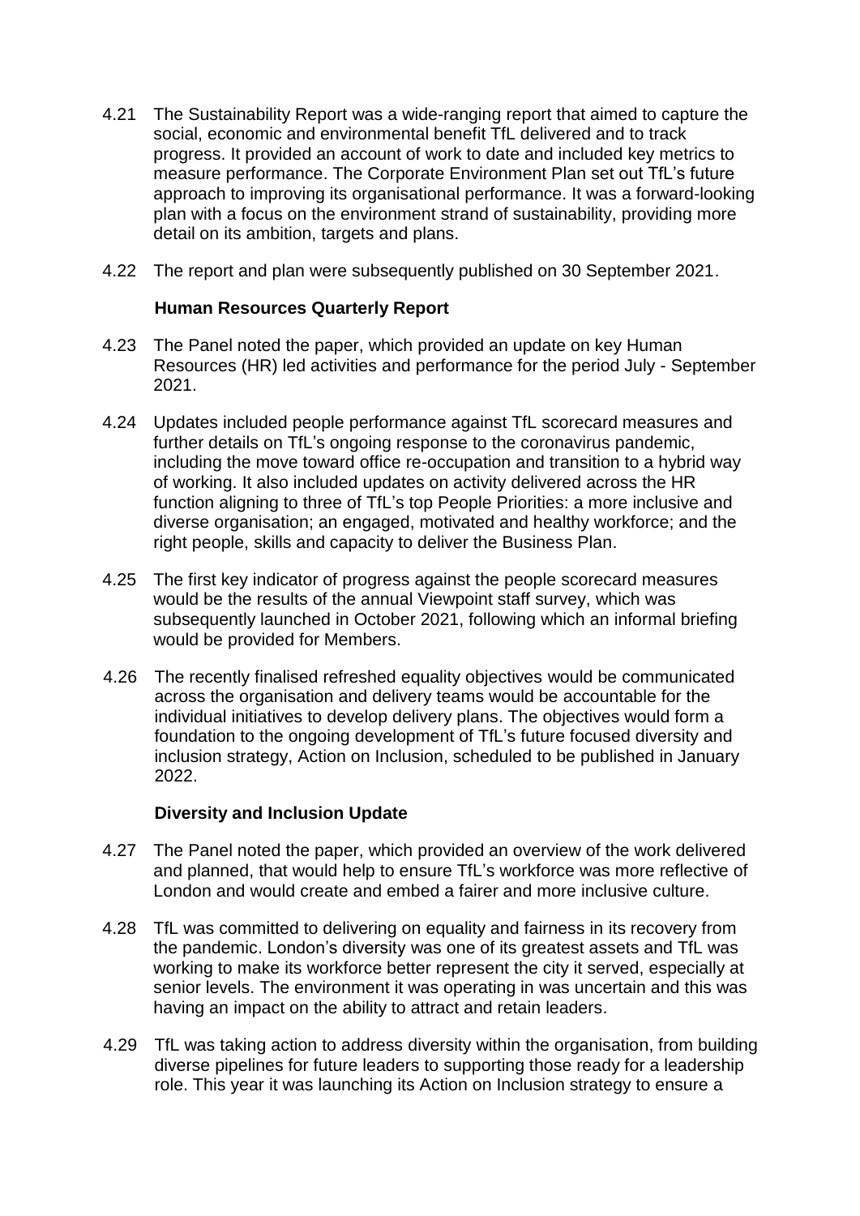4.21 The Sustainability Report was a wide-ranging report that aimed to capture the social, economic and environmental benefit TfL delivered and to track progress. It provided an account of work to date and included key metrics to measure performance. The Corporate Environment Plan set out TfL's future approach to improving its organisational performance. It was a forward-looking plan with a focus on the environment strand of sustainability, providing more detail on its ambition, targets and plans.

4.22 The report and plan were subsequently published on 30 September 2021.

**Human Resources Quarterly Report**

4.23 The Panel noted the paper, which provided an update on key Human Resources (HR) led activities and performance for the period July - September 2021.

4.24 Updates included people performance against TfL scorecard measures and further details on TfL's ongoing response to the coronavirus pandemic, including the move toward office re-occupation and transition to a hybrid way of working. It also included updates on activity delivered across the HR function aligning to three of TfL's top People Priorities: a more inclusive and diverse organisation; an engaged, motivated and healthy workforce; and the right people, skills and capacity to deliver the Business Plan.

4.25 The first key indicator of progress against the people scorecard measures would be the results of the annual Viewpoint staff survey, which was subsequently launched in October 2021, following which an informal briefing would be provided for Members.

4.26 The recently finalised refreshed equality objectives would be communicated across the organisation and delivery teams would be accountable for the individual initiatives to develop delivery plans. The objectives would form a foundation to the ongoing development of TfL's future focused diversity and inclusion strategy, Action on Inclusion, scheduled to be published in January 2022.

**Diversity and Inclusion Update**

4.27 The Panel noted the paper, which provided an overview of the work delivered and planned, that would help to ensure TfL's workforce was more reflective of London and would create and embed a fairer and more inclusive culture.

4.28 TfL was committed to delivering on equality and fairness in its recovery from the pandemic. London's diversity was one of its greatest assets and TfL was working to make its workforce better represent the city it served, especially at senior levels. The environment it was operating in was uncertain and this was having an impact on the ability to attract and retain leaders.

4.29 TfL was taking action to address diversity within the organisation, from building diverse pipelines for future leaders to supporting those ready for a leadership role. This year it was launching its Action on Inclusion strategy to ensure a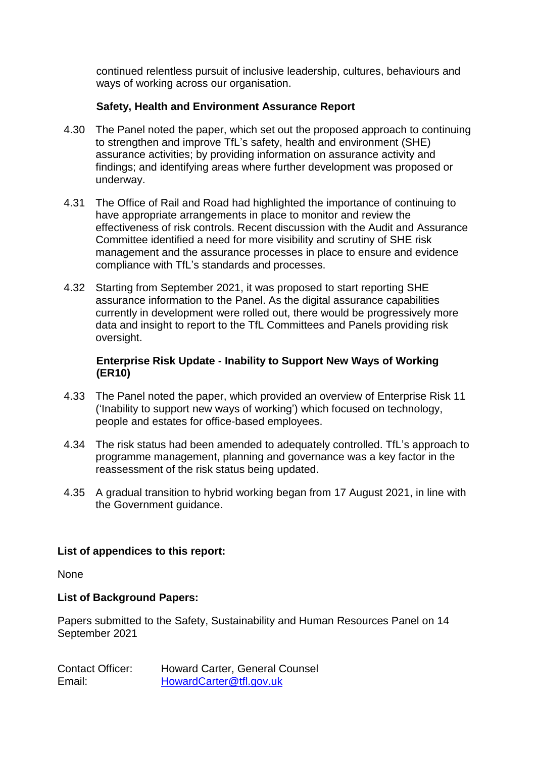continued relentless pursuit of inclusive leadership, cultures, behaviours and ways of working across our organisation.

### Safety, Health and Environment Assurance Report

4.30 The Panel noted the paper, which set out the proposed approach to continuing to strengthen and improve TfL's safety, health and environment (SHE) assurance activities; by providing information on assurance activity and findings; and identifying areas where further development was proposed or underway.

4.31 The Office of Rail and Road had highlighted the importance of continuing to have appropriate arrangements in place to monitor and review the effectiveness of risk controls. Recent discussion with the Audit and Assurance Committee identified a need for more visibility and scrutiny of SHE risk management and the assurance processes in place to ensure and evidence compliance with TfL's standards and processes.

4.32 Starting from September 2021, it was proposed to start reporting SHE assurance information to the Panel. As the digital assurance capabilities currently in development were rolled out, there would be progressively more data and insight to report to the TfL Committees and Panels providing risk oversight.

### Enterprise Risk Update - Inability to Support New Ways of Working (ER10)

4.33 The Panel noted the paper, which provided an overview of Enterprise Risk 11 ('Inability to support new ways of working') which focused on technology, people and estates for office-based employees.

4.34 The risk status had been amended to adequately controlled. TfL's approach to programme management, planning and governance was a key factor in the reassessment of the risk status being updated.

4.35 A gradual transition to hybrid working began from 17 August 2021, in line with the Government guidance.

## List of appendices to this report:

None

## List of Background Papers:

Papers submitted to the Safety, Sustainability and Human Resources Panel on 14 September 2021

Contact Officer: Howard Carter, General Counsel
Email: HowardCarter@tfl.gov.uk